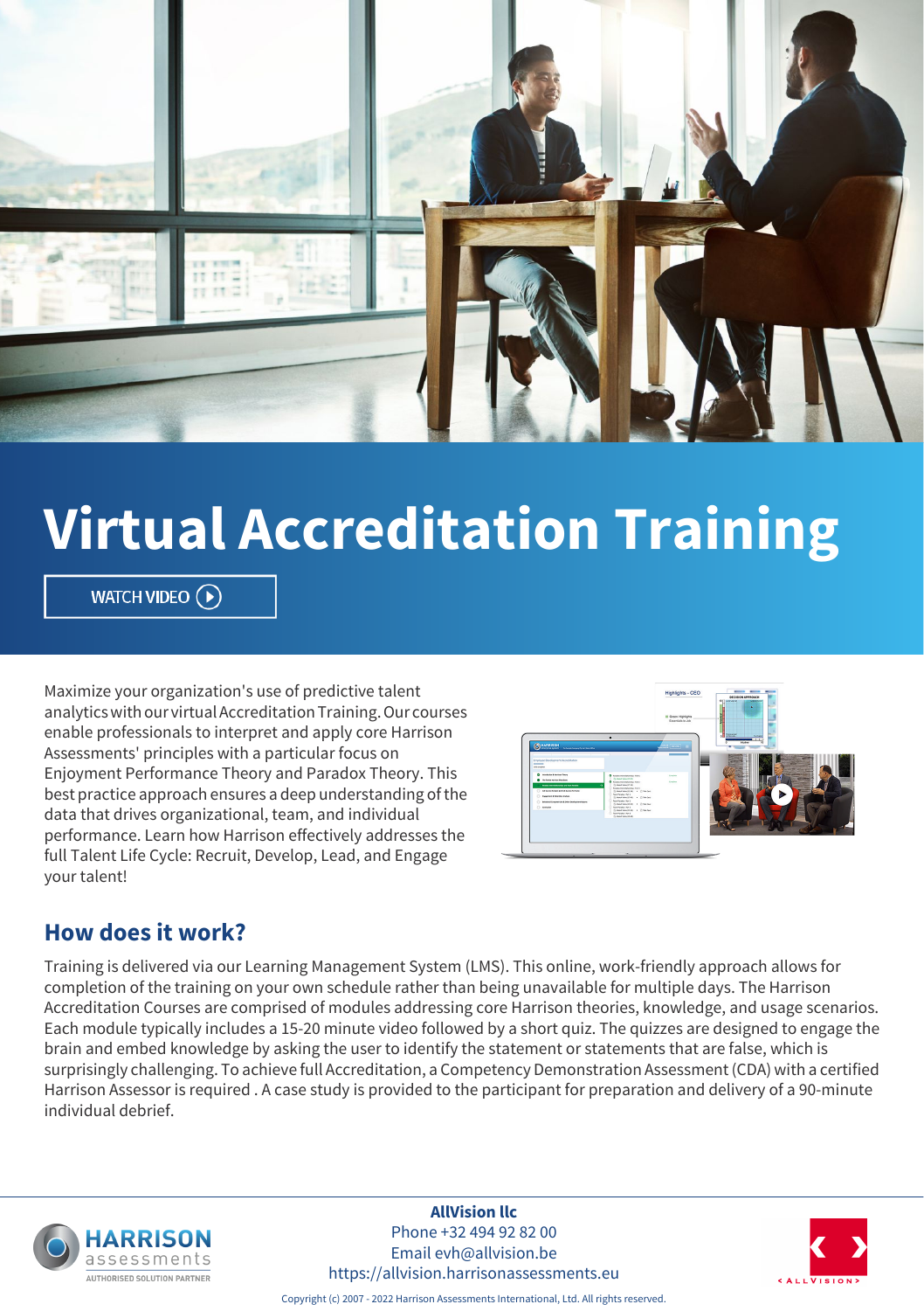# Virtual Accreditation Training

WATCH VIDEO

Maximize your organization's use of predictive talent analytics with our virtual Accreditation Training. Our courses enable professionals to interpret and apply core Harrison Assessments' principles with a particular focus on Enjoyment Performance Theory and Paradox Theory. This best practice approach ensures a deep understanding of the data that drives organizational, team, and individual performance. Learn how Harrison effectively addresses the full Talent Life Cycle: Recruit, Develop, Lead, and Engage your talent!

## How does it work?

Training is delivered via our Learning Management System (LMS). This online, work-friendly approach allows for completion of the training on your own schedule rather than being unavailable for multiple days. The Harrison Accreditation Courses are comprised of modules addressing core Harrison theories, knowledge, and usage scenarios. Each module typically includes a 15-20 minute video followed by a short quiz. The quizzes are designed to engage the brain and embed knowledge by asking the user to identify the statement or statements that are false, which is surprisingly challenging. To achieve full Accreditation, a Competency Demonstration Assessment (CDA) with a certified Harrison Assessor is required . A case study is provided to the participant for preparation and delivery of a 90-minute individual debrief.

HARRISON assessments
AUTHORISED SOLUTION PARTNER

**AllVision llc**
Phone +32 494 92 82 00
Email evh@allvision.be
https://allvision.harrisonassessments.eu

< ALLVISION >

Copyright (c) 2007 - 2022 Harrison Assessments International, Ltd. All rights reserved.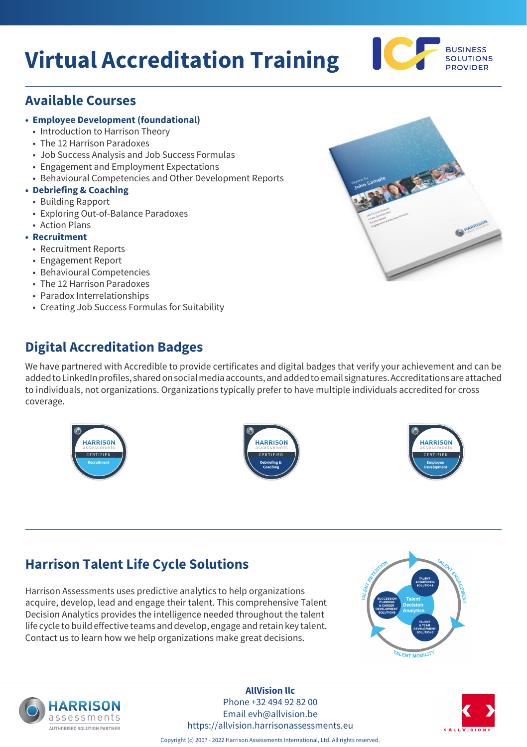# Virtual Accreditation Training

BUSINESS SOLUTIONS PROVIDER

## Available Courses

- **Employee Development (foundational)**
  - Introduction to Harrison Theory
  - The 12 Harrison Paradoxes
  - Job Success Analysis and Job Success Formulas
  - Engagement and Employment Expectations
  - Behavioural Competencies and Other Development Reports
- **Debriefing & Coaching**
  - Building Rapport
  - Exploring Out-of-Balance Paradoxes
  - Action Plans
- **Recruitment**
  - Recruitment Reports
  - Engagement Report
  - Behavioural Competencies
  - The 12 Harrison Paradoxes
  - Paradox Interrelationships
  - Creating Job Success Formulas for Suitability

## Digital Accreditation Badges

We have partnered with Accredible to provide certificates and digital badges that verify your achievement and can be added to LinkedIn profiles, shared on social media accounts, and added to email signatures. Accreditations are attached to individuals, not organizations. Organizations typically prefer to have multiple individuals accredited for cross coverage.

HARRISON assessments CERTIFIED Recruitment

HARRISON assessments CERTIFIED Debriefing & Coaching

HARRISON assessments CERTIFIED Employee Development

## Harrison Talent Life Cycle Solutions

Harrison Assessments uses predictive analytics to help organizations acquire, develop, lead and engage their talent. This comprehensive Talent Decision Analytics provides the intelligence needed throughout the talent life cycle to build effective teams and develop, engage and retain key talent. Contact us to learn how we help organizations make great decisions.

TALENT RETENTION
TALENT ENGAGEMENT
TALENT MOBILITY
TALENT ACQUISITION SOLUTIONS
SUCCESSION PLANNING & CAREER DEVELOPMENT SOLUTIONS
Talent Decision Analytics
TALENT & TEAM DEVELOPMENT SOLUTIONS

HARRISON assessments AUTHORISED SOLUTION PARTNER

**AllVision llc**
Phone +32 494 92 82 00
Email evh@allvision.be
https://allvision.harrisonassessments.eu

ALLVISION

Copyright (c) 2007 - 2022 Harrison Assessments International, Ltd. All rights reserved.